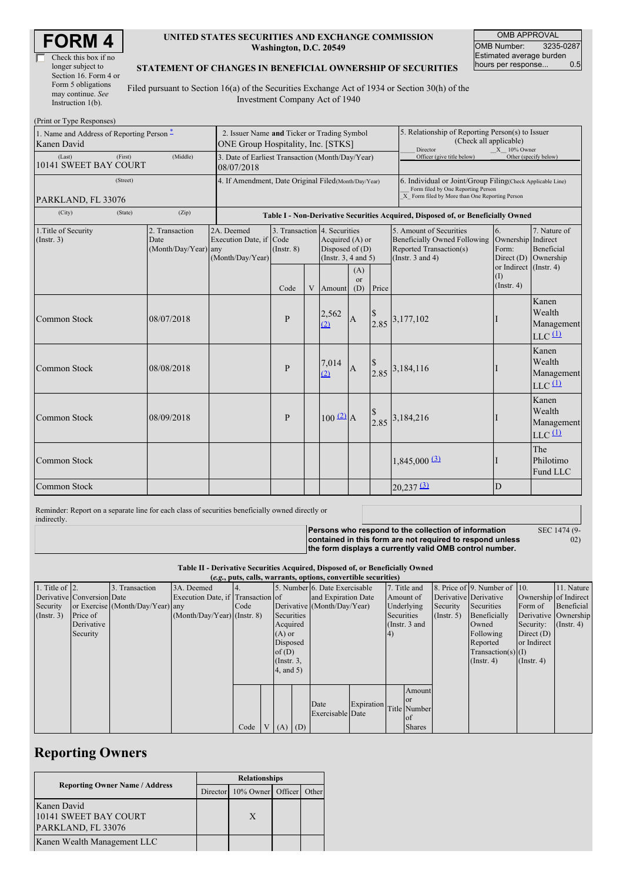# FORM 4

☐ Check this box if no longer subject to Section 16. Form 4 or Form 5 obligations may continue. *See* Instruction 1(b).

**UNITED STATES SECURITIES AND EXCHANGE COMMISSION**
**Washington, D.C. 20549**

**STATEMENT OF CHANGES IN BENEFICIAL OWNERSHIP OF SECURITIES**

Filed pursuant to Section 16(a) of the Securities Exchange Act of 1934 or Section 30(h) of the Investment Company Act of 1940

| OMB APPROVAL | |
|---|---|
| OMB Number: | 3235-0287 |
| Estimated average burden hours per response... | 0.5 |

(Print or Type Responses)

| 1. Name and Address of Reporting Person * | 2. Issuer Name **and** Ticker or Trading Symbol | 5. Relationship of Reporting Person(s) to Issuer (Check all applicable) |
|---|---|---|
| Kanen David | ONE Group Hospitality, Inc. [STKS] | ___ Director _X_ 10% Owner ___ Officer (give title below) ___ Other (specify below) |
| (Last) (First) (Middle) 10141 SWEET BAY COURT | 3. Date of Earliest Transaction (Month/Day/Year) 08/07/2018 | |
| (Street) PARKLAND, FL 33076 | 4. If Amendment, Date Original Filed(Month/Day/Year) | 6. Individual or Joint/Group Filing(Check Applicable Line) ___ Form filed by One Reporting Person _X_ Form filed by More than One Reporting Person |
| (City) (State) (Zip) | | |

**Table I - Non-Derivative Securities Acquired, Disposed of, or Beneficially Owned**

| 1.Title of Security (Instr. 3) | 2. Transaction Date (Month/Day/Year) | 2A. Deemed Execution Date, if any (Month/Day/Year) | 3. Transaction Code (Instr. 8) | | 4. Securities Acquired (A) or Disposed of (D) (Instr. 3, 4 and 5) | | | 5. Amount of Securities Beneficially Owned Following Reported Transaction(s) (Instr. 3 and 4) | 6. Ownership Form: Direct (D) or Indirect (I) (Instr. 4) | 7. Nature of Indirect Beneficial Ownership (Instr. 4) |
|---|---|---|---|---|---|---|---|---|---|---|
| | | | Code | V | Amount | (A) or (D) | Price | | | |
| Common Stock | 08/07/2018 | | P | | 2,562 (2) | A | $ 2.85 | 3,177,102 | I | Kanen Wealth Management LLC (1) |
| Common Stock | 08/08/2018 | | P | | 7,014 (2) | A | $ 2.85 | 3,184,116 | I | Kanen Wealth Management LLC (1) |
| Common Stock | 08/09/2018 | | P | | 100 (2) | A | $ 2.85 | 3,184,216 | I | Kanen Wealth Management LLC (1) |
| Common Stock | | | | | | | | 1,845,000 (3) | I | The Philotimo Fund LLC |
| Common Stock | | | | | | | | 20,237 (3) | D | |

Reminder: Report on a separate line for each class of securities beneficially owned directly or indirectly.

**Persons who respond to the collection of information contained in this form are not required to respond unless the form displays a currently valid OMB control number.** SEC 1474 (9-02)

**Table II - Derivative Securities Acquired, Disposed of, or Beneficially Owned**
**(*e.g.*, puts, calls, warrants, options, convertible securities)**

| 1. Title of Derivative Security (Instr. 3) | 2. Conversion or Exercise Price of Derivative Security | 3. Transaction Date (Month/Day/Year) | 3A. Deemed Execution Date, if any (Month/Day/Year) | 4. Transaction Code (Instr. 8) | | 5. Number of Derivative Securities Acquired (A) or Disposed of (D) (Instr. 3, 4, and 5) | | 6. Date Exercisable and Expiration Date (Month/Day/Year) | | 7. Title and Amount of Underlying Securities (Instr. 3 and 4) | | 8. Price of Derivative Security (Instr. 5) | 9. Number of Derivative Securities Beneficially Owned Following Reported Transaction(s) (Instr. 4) | 10. Ownership Form of Derivative Security: Direct (D) or Indirect (I) (Instr. 4) | 11. Nature of Indirect Beneficial Ownership (Instr. 4) |
|---|---|---|---|---|---|---|---|---|---|---|---|---|---|---|---|
| | | | | Code | V | (A) | (D) | Date Exercisable | Expiration Date | Title | Amount or Number of Shares | | | | |

## Reporting Owners

| Reporting Owner Name / Address | Relationships | | | |
|---|---|---|---|---|
| | Director | 10% Owner | Officer | Other |
| Kanen David 10141 SWEET BAY COURT PARKLAND, FL 33076 | | X | | |
| Kanen Wealth Management LLC | | | | |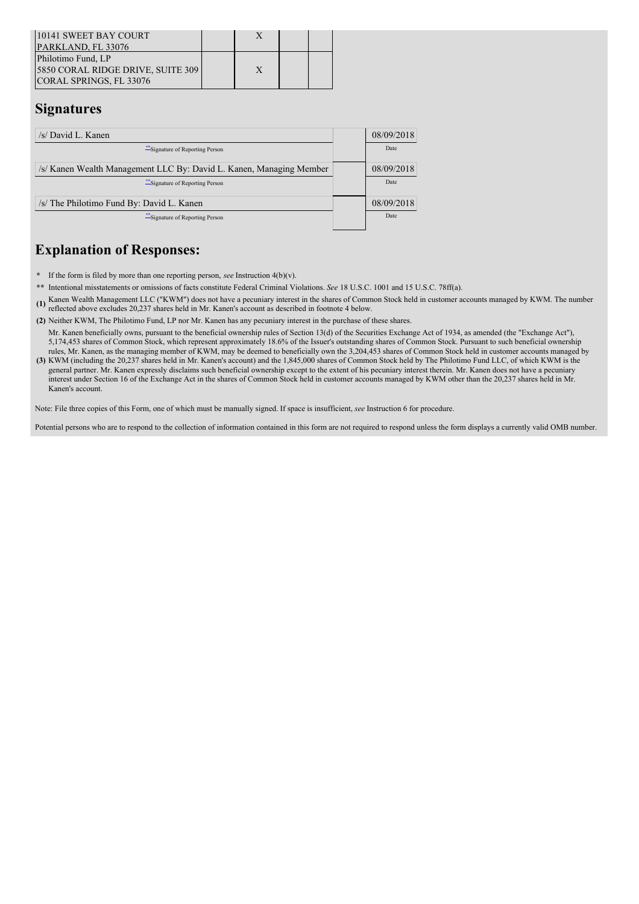| | | | | |
|---|---|---|---|---|
| 10141 SWEET BAY COURT<br>PARKLAND, FL 33076 | | X | | |
| Philotimo Fund, LP<br>5850 CORAL RIDGE DRIVE, SUITE 309<br>CORAL SPRINGS, FL 33076 | | X | | |

## Signatures

| | | |
|---|---|---|
| /s/ David L. Kanen | | 08/09/2018 |
| **Signature of Reporting Person | | Date |
| /s/ Kanen Wealth Management LLC By: David L. Kanen, Managing Member | | 08/09/2018 |
| **Signature of Reporting Person | | Date |
| /s/ The Philotimo Fund By: David L. Kanen | | 08/09/2018 |
| **Signature of Reporting Person | | Date |

## Explanation of Responses:

\* If the form is filed by more than one reporting person, *see* Instruction 4(b)(v).

** Intentional misstatements or omissions of facts constitute Federal Criminal Violations. *See* 18 U.S.C. 1001 and 15 U.S.C. 78ff(a).

**(1)** Kanen Wealth Management LLC ("KWM") does not have a pecuniary interest in the shares of Common Stock held in customer accounts managed by KWM. The number reflected above excludes 20,237 shares held in Mr. Kanen's account as described in footnote 4 below.

**(2)** Neither KWM, The Philotimo Fund, LP nor Mr. Kanen has any pecuniary interest in the purchase of these shares.

**(3)** Mr. Kanen beneficially owns, pursuant to the beneficial ownership rules of Section 13(d) of the Securities Exchange Act of 1934, as amended (the "Exchange Act"), 5,174,453 shares of Common Stock, which represent approximately 18.6% of the Issuer's outstanding shares of Common Stock. Pursuant to such beneficial ownership rules, Mr. Kanen, as the managing member of KWM, may be deemed to beneficially own the 3,204,453 shares of Common Stock held in customer accounts managed by KWM (including the 20,237 shares held in Mr. Kanen's account) and the 1,845,000 shares of Common Stock held by The Philotimo Fund LLC, of which KWM is the general partner. Mr. Kanen expressly disclaims such beneficial ownership except to the extent of his pecuniary interest therein. Mr. Kanen does not have a pecuniary interest under Section 16 of the Exchange Act in the shares of Common Stock held in customer accounts managed by KWM other than the 20,237 shares held in Mr. Kanen's account.

Note: File three copies of this Form, one of which must be manually signed. If space is insufficient, *see* Instruction 6 for procedure.

Potential persons who are to respond to the collection of information contained in this form are not required to respond unless the form displays a currently valid OMB number.